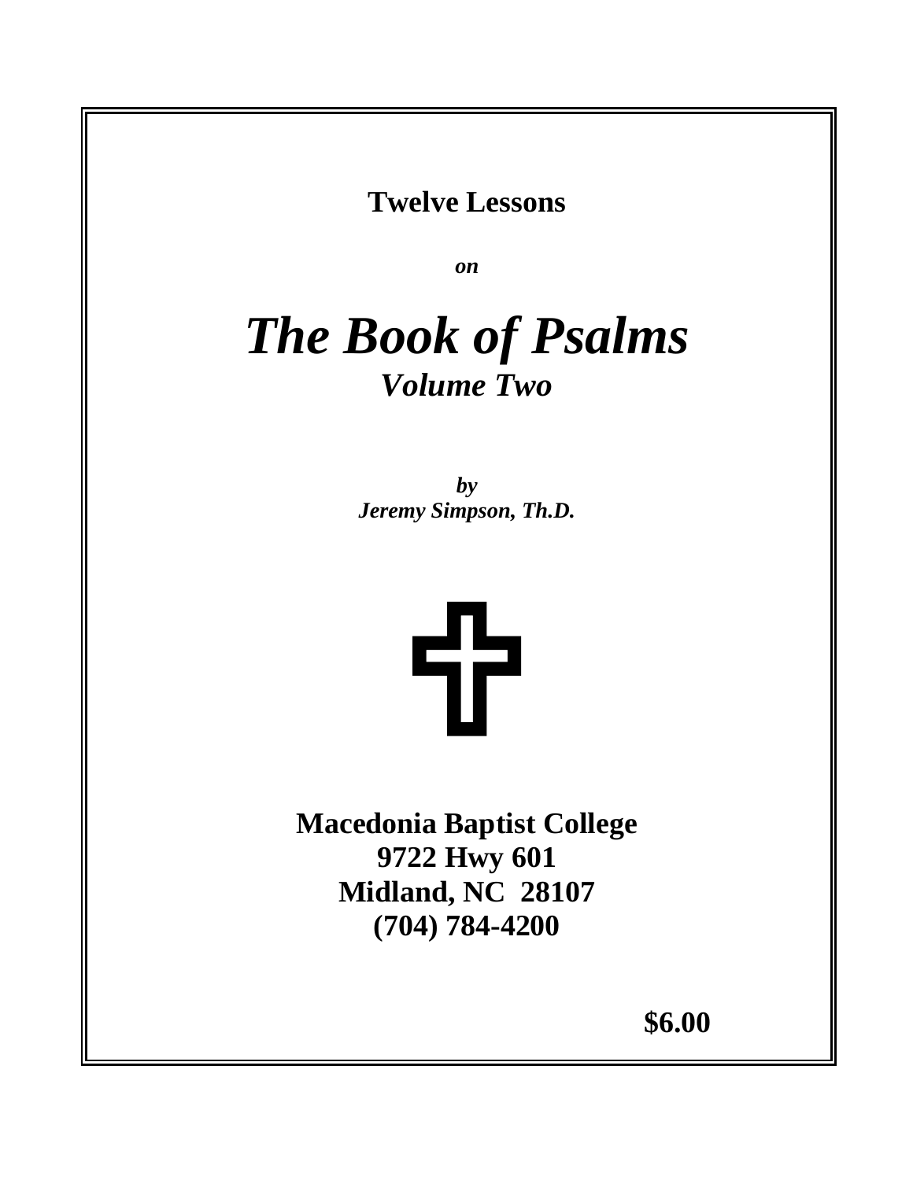**Twelve Lessons**

***on***

# *The Book of Psalms*

## *Volume Two*

***by***
***Jeremy Simpson, Th.D.***

**Macedonia Baptist College**
**9722 Hwy 601**
**Midland, NC 28107**
**(704) 784-4200**

**$6.00**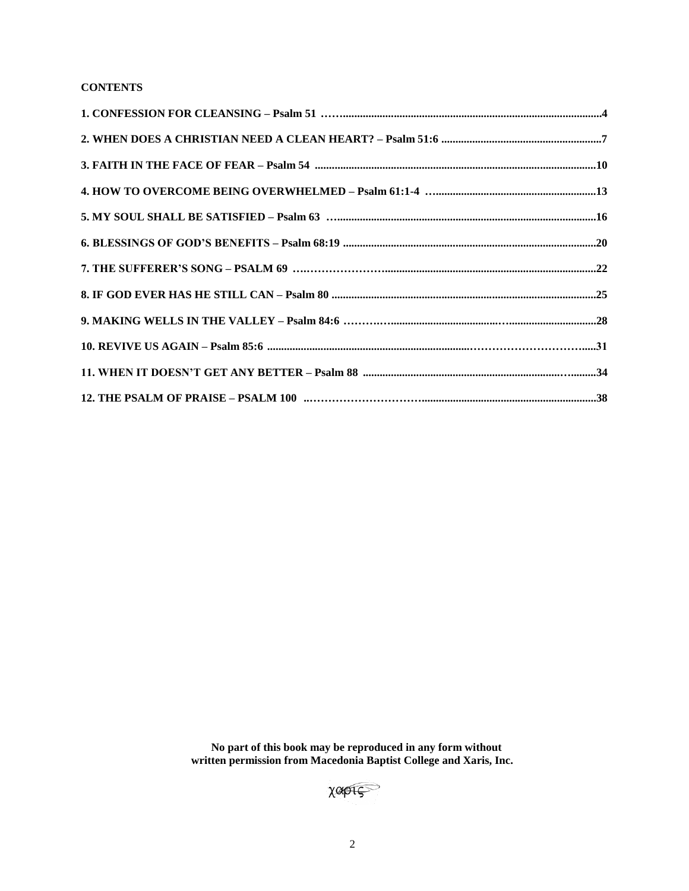**CONTENTS**

**1. CONFESSION FOR CLEANSING – Psalm 51 ……...........................................................................................4**

**2. WHEN DOES A CHRISTIAN NEED A CLEAN HEART? – Psalm 51:6 .........................................................7**

**3. FAITH IN THE FACE OF FEAR – Psalm 54 ....................................................................................................10**

**4. HOW TO OVERCOME BEING OVERWHELMED – Psalm 61:1-4 …..........................................................13**

**5. MY SOUL SHALL BE SATISFIED – Psalm 63 …...........................................................................................16**

**6. BLESSINGS OF GOD'S BENEFITS – Psalm 68:19 .........................................................................................20**

**7. THE SUFFERER'S SONG – PSALM 69 ….…………………..........................................................................22**

**8. IF GOD EVER HAS HE STILL CAN – Psalm 80 .............................................................................................25**

**9. MAKING WELLS IN THE VALLEY – Psalm 84:6 ……….…......................................…...............................28**

**10. REVIVE US AGAIN – Psalm 85:6 .......................................................................……………………….....31**

**11. WHEN IT DOESN'T GET ANY BETTER – Psalm 88 ...................................................................…..........34**

**12. THE PSALM OF PRAISE – PSALM 100 ..………………………….............................................................38**

**No part of this book may be reproduced in any form without written permission from Macedonia Baptist College and Xaris, Inc.**

χαρις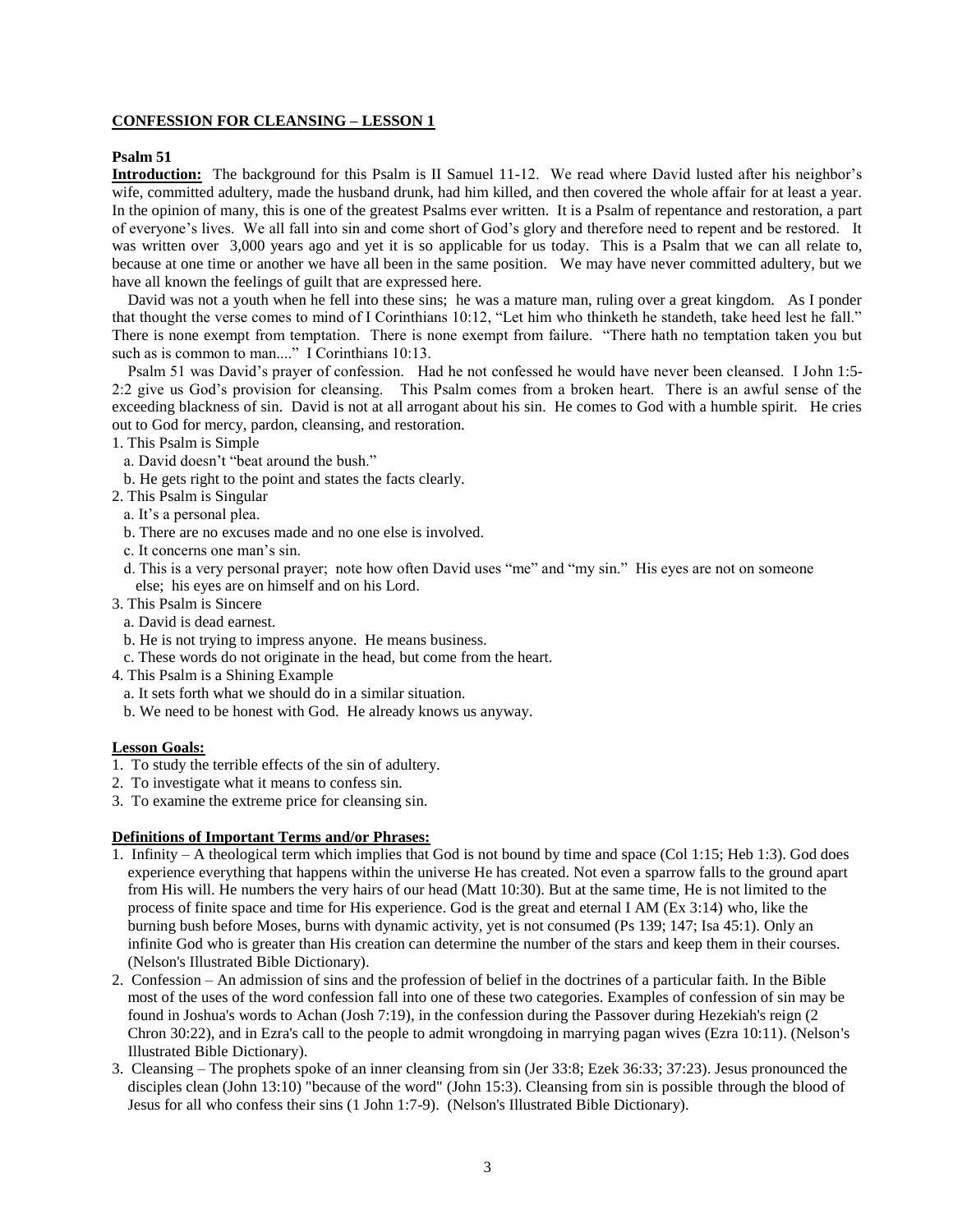**CONFESSION FOR CLEANSING – LESSON 1**

**Psalm 51**

**Introduction:** The background for this Psalm is II Samuel 11-12. We read where David lusted after his neighbor's wife, committed adultery, made the husband drunk, had him killed, and then covered the whole affair for at least a year. In the opinion of many, this is one of the greatest Psalms ever written. It is a Psalm of repentance and restoration, a part of everyone's lives. We all fall into sin and come short of God's glory and therefore need to repent and be restored. It was written over 3,000 years ago and yet it is so applicable for us today. This is a Psalm that we can all relate to, because at one time or another we have all been in the same position. We may have never committed adultery, but we have all known the feelings of guilt that are expressed here.

David was not a youth when he fell into these sins; he was a mature man, ruling over a great kingdom. As I ponder that thought the verse comes to mind of I Corinthians 10:12, "Let him who thinketh he standeth, take heed lest he fall." There is none exempt from temptation. There is none exempt from failure. "There hath no temptation taken you but such as is common to man...." I Corinthians 10:13.

Psalm 51 was David's prayer of confession. Had he not confessed he would have never been cleansed. I John 1:5-2:2 give us God's provision for cleansing. This Psalm comes from a broken heart. There is an awful sense of the exceeding blackness of sin. David is not at all arrogant about his sin. He comes to God with a humble spirit. He cries out to God for mercy, pardon, cleansing, and restoration.

1. This Psalm is Simple
   a. David doesn't "beat around the bush."
   b. He gets right to the point and states the facts clearly.
2. This Psalm is Singular
   a. It's a personal plea.
   b. There are no excuses made and no one else is involved.
   c. It concerns one man's sin.
   d. This is a very personal prayer; note how often David uses "me" and "my sin." His eyes are not on someone else; his eyes are on himself and on his Lord.
3. This Psalm is Sincere
   a. David is dead earnest.
   b. He is not trying to impress anyone. He means business.
   c. These words do not originate in the head, but come from the heart.
4. This Psalm is a Shining Example
   a. It sets forth what we should do in a similar situation.
   b. We need to be honest with God. He already knows us anyway.

**Lesson Goals:**

1. To study the terrible effects of the sin of adultery.
2. To investigate what it means to confess sin.
3. To examine the extreme price for cleansing sin.

**Definitions of Important Terms and/or Phrases:**

1. Infinity – A theological term which implies that God is not bound by time and space (Col 1:15; Heb 1:3). God does experience everything that happens within the universe He has created. Not even a sparrow falls to the ground apart from His will. He numbers the very hairs of our head (Matt 10:30). But at the same time, He is not limited to the process of finite space and time for His experience. God is the great and eternal I AM (Ex 3:14) who, like the burning bush before Moses, burns with dynamic activity, yet is not consumed (Ps 139; 147; Isa 45:1). Only an infinite God who is greater than His creation can determine the number of the stars and keep them in their courses. (Nelson's Illustrated Bible Dictionary).
2. Confession – An admission of sins and the profession of belief in the doctrines of a particular faith. In the Bible most of the uses of the word confession fall into one of these two categories. Examples of confession of sin may be found in Joshua's words to Achan (Josh 7:19), in the confession during the Passover during Hezekiah's reign (2 Chron 30:22), and in Ezra's call to the people to admit wrongdoing in marrying pagan wives (Ezra 10:11). (Nelson's Illustrated Bible Dictionary).
3. Cleansing – The prophets spoke of an inner cleansing from sin (Jer 33:8; Ezek 36:33; 37:23). Jesus pronounced the disciples clean (John 13:10) "because of the word" (John 15:3). Cleansing from sin is possible through the blood of Jesus for all who confess their sins (1 John 1:7-9). (Nelson's Illustrated Bible Dictionary).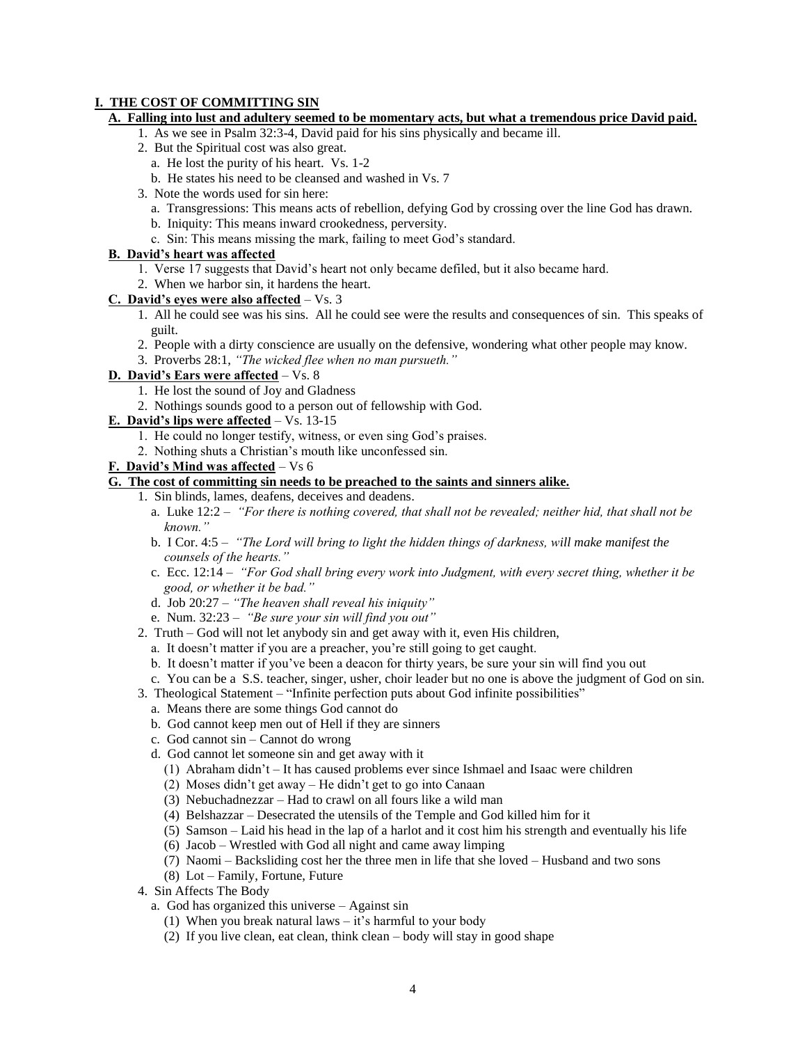## I. THE COST OF COMMITTING SIN

### A. Falling into lust and adultery seemed to be momentary acts, but what a tremendous price David paid.

1. As we see in Psalm 32:3-4, David paid for his sins physically and became ill.
2. But the Spiritual cost was also great.
   a. He lost the purity of his heart. Vs. 1-2
   b. He states his need to be cleansed and washed in Vs. 7
3. Note the words used for sin here:
   a. Transgressions: This means acts of rebellion, defying God by crossing over the line God has drawn.
   b. Iniquity: This means inward crookedness, perversity.
   c. Sin: This means missing the mark, failing to meet God's standard.

### B. David's heart was affected

1. Verse 17 suggests that David's heart not only became defiled, but it also became hard.
2. When we harbor sin, it hardens the heart.

### C. David's eyes were also affected – Vs. 3

1. All he could see was his sins. All he could see were the results and consequences of sin. This speaks of guilt.
2. People with a dirty conscience are usually on the defensive, wondering what other people may know.
3. Proverbs 28:1, *"The wicked flee when no man pursueth."*

### D. David's Ears were affected – Vs. 8

1. He lost the sound of Joy and Gladness
2. Nothings sounds good to a person out of fellowship with God.

### E. David's lips were affected – Vs. 13-15

1. He could no longer testify, witness, or even sing God's praises.
2. Nothing shuts a Christian's mouth like unconfessed sin.

### F. David's Mind was affected – Vs 6

### G. The cost of committing sin needs to be preached to the saints and sinners alike.

1. Sin blinds, lames, deafens, deceives and deadens.
   a. Luke 12:2 – *"For there is nothing covered, that shall not be revealed; neither hid, that shall not be known."*
   b. I Cor. 4:5 – *"The Lord will bring to light the hidden things of darkness, will make manifest the counsels of the hearts."*
   c. Ecc. 12:14 – *"For God shall bring every work into Judgment, with every secret thing, whether it be good, or whether it be bad."*
   d. Job 20:27 – *"The heaven shall reveal his iniquity"*
   e. Num. 32:23 – *"Be sure your sin will find you out"*
2. Truth – God will not let anybody sin and get away with it, even His children,
   a. It doesn't matter if you are a preacher, you're still going to get caught.
   b. It doesn't matter if you've been a deacon for thirty years, be sure your sin will find you out
   c. You can be a S.S. teacher, singer, usher, choir leader but no one is above the judgment of God on sin.
3. Theological Statement – "Infinite perfection puts about God infinite possibilities"
   a. Means there are some things God cannot do
   b. God cannot keep men out of Hell if they are sinners
   c. God cannot sin – Cannot do wrong
   d. God cannot let someone sin and get away with it
      (1) Abraham didn't – It has caused problems ever since Ishmael and Isaac were children
      (2) Moses didn't get away – He didn't get to go into Canaan
      (3) Nebuchadnezzar – Had to crawl on all fours like a wild man
      (4) Belshazzar – Desecrated the utensils of the Temple and God killed him for it
      (5) Samson – Laid his head in the lap of a harlot and it cost him his strength and eventually his life
      (6) Jacob – Wrestled with God all night and came away limping
      (7) Naomi – Backsliding cost her the three men in life that she loved – Husband and two sons
      (8) Lot – Family, Fortune, Future
4. Sin Affects The Body
   a. God has organized this universe – Against sin
      (1) When you break natural laws – it's harmful to your body
      (2) If you live clean, eat clean, think clean – body will stay in good shape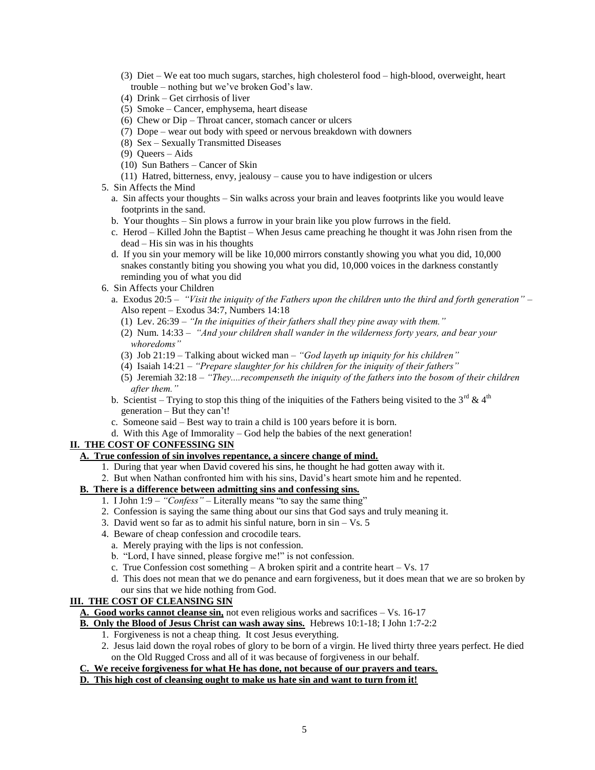(3) Diet – We eat too much sugars, starches, high cholesterol food – high-blood, overweight, heart trouble – nothing but we've broken God's law.

(4) Drink – Get cirrhosis of liver

(5) Smoke – Cancer, emphysema, heart disease

(6) Chew or Dip – Throat cancer, stomach cancer or ulcers

(7) Dope – wear out body with speed or nervous breakdown with downers

(8) Sex – Sexually Transmitted Diseases

(9) Queers – Aids

(10) Sun Bathers – Cancer of Skin

(11) Hatred, bitterness, envy, jealousy – cause you to have indigestion or ulcers

5. Sin Affects the Mind
   a. Sin affects your thoughts – Sin walks across your brain and leaves footprints like you would leave footprints in the sand.
   b. Your thoughts – Sin plows a furrow in your brain like you plow furrows in the field.
   c. Herod – Killed John the Baptist – When Jesus came preaching he thought it was John risen from the dead – His sin was in his thoughts
   d. If you sin your memory will be like 10,000 mirrors constantly showing you what you did, 10,000 snakes constantly biting you showing you what you did, 10,000 voices in the darkness constantly reminding you of what you did
6. Sin Affects your Children
   a. Exodus 20:5 – *"Visit the iniquity of the Fathers upon the children unto the third and forth generation"* – Also repent – Exodus 34:7, Numbers 14:18
      (1) Lev. 26:39 – *"In the iniquities of their fathers shall they pine away with them."*
      (2) Num. 14:33 – *"And your children shall wander in the wilderness forty years, and bear your whoredoms"*
      (3) Job 21:19 – Talking about wicked man – *"God layeth up iniquity for his children"*
      (4) Isaiah 14:21 – *"Prepare slaughter for his children for the iniquity of their fathers"*
      (5) Jeremiah 32:18 – *"They....recompenseth the iniquity of the fathers into the bosom of their children after them."*
   b. Scientist – Trying to stop this thing of the iniquities of the Fathers being visited to the 3rd & 4th generation – But they can't!
   c. Someone said – Best way to train a child is 100 years before it is born.
   d. With this Age of Immorality – God help the babies of the next generation!

## II. THE COST OF CONFESSING SIN

**A. True confession of sin involves repentance, a sincere change of mind.**

1. During that year when David covered his sins, he thought he had gotten away with it.
2. But when Nathan confronted him with his sins, David's heart smote him and he repented.

**B. There is a difference between admitting sins and confessing sins.**

1. I John 1:9 – *"Confess"* – Literally means "to say the same thing"
2. Confession is saying the same thing about our sins that God says and truly meaning it.
3. David went so far as to admit his sinful nature, born in sin – Vs. 5
4. Beware of cheap confession and crocodile tears.
   a. Merely praying with the lips is not confession.
   b. "Lord, I have sinned, please forgive me!" is not confession.
   c. True Confession cost something – A broken spirit and a contrite heart – Vs. 17
   d. This does not mean that we do penance and earn forgiveness, but it does mean that we are so broken by our sins that we hide nothing from God.

## III. THE COST OF CLEANSING SIN

**A. Good works cannot cleanse sin,** not even religious works and sacrifices – Vs. 16-17

**B. Only the Blood of Jesus Christ can wash away sins.** Hebrews 10:1-18; I John 1:7-2:2

1. Forgiveness is not a cheap thing. It cost Jesus everything.
2. Jesus laid down the royal robes of glory to be born of a virgin. He lived thirty three years perfect. He died on the Old Rugged Cross and all of it was because of forgiveness in our behalf.

**C. We receive forgiveness for what He has done, not because of our prayers and tears.**

**D. This high cost of cleansing ought to make us hate sin and want to turn from it!**